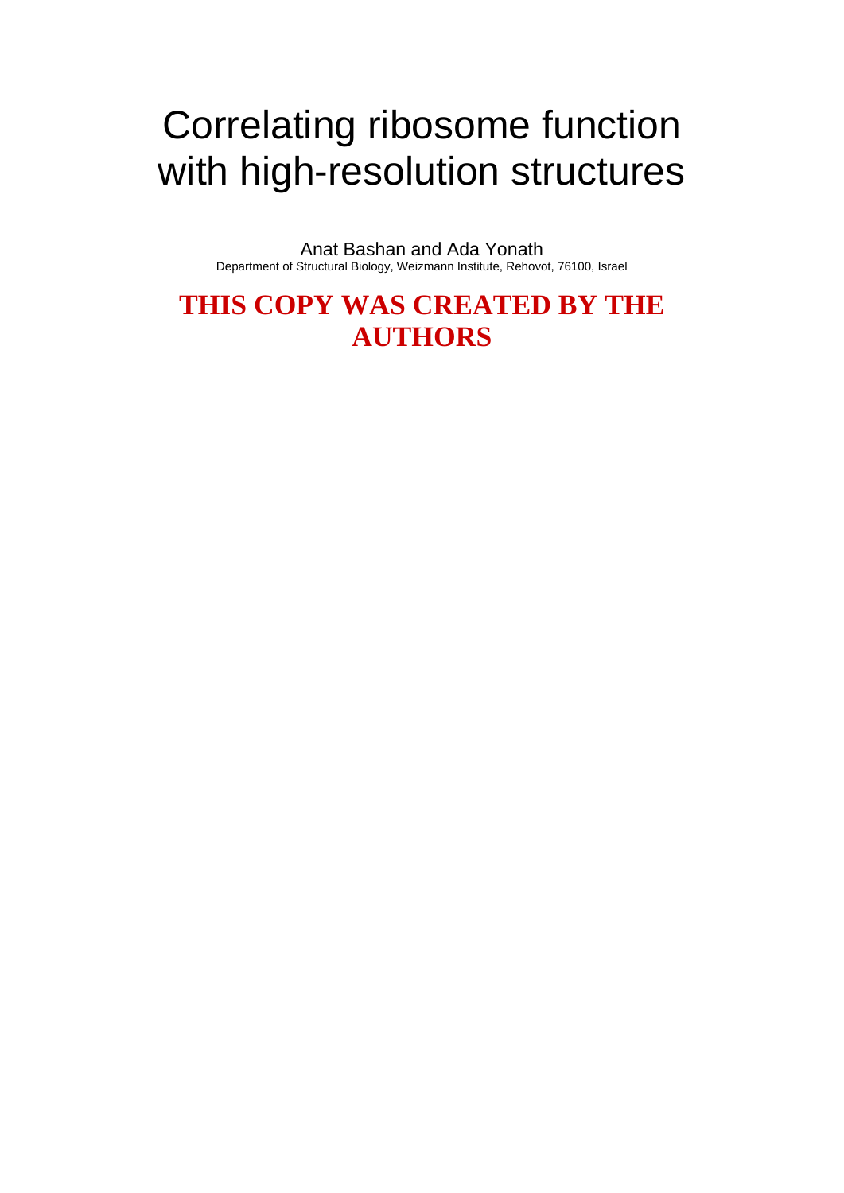# Correlating ribosome function with high-resolution structures

Anat Bashan and Ada Yonath

Department of Structural Biology, Weizmann Institute, Rehovot, 76100, Israel

**THIS COPY WAS CREATED BY THE AUTHORS**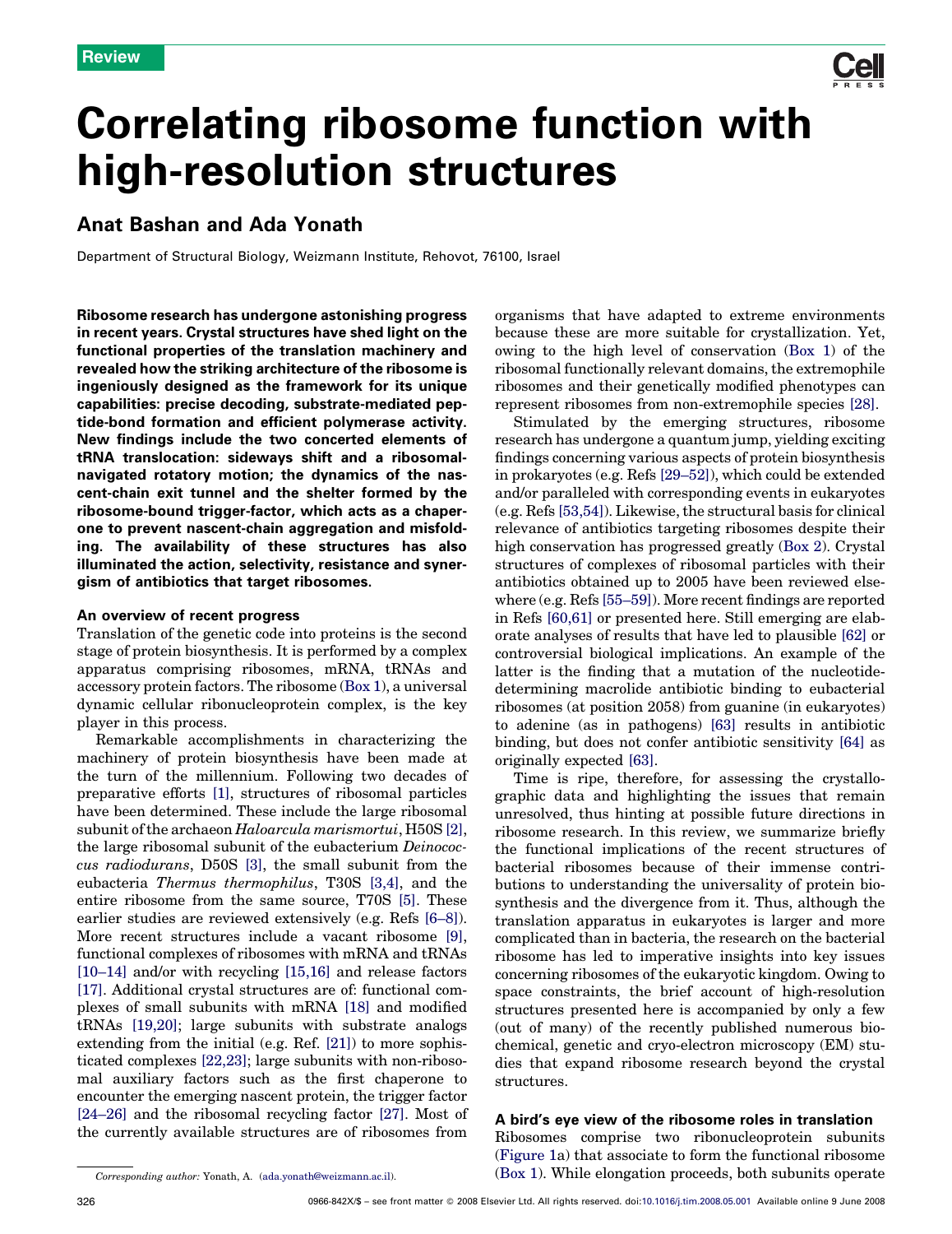# Correlating ribosome function with high-resolution structures

## Anat Bashan and Ada Yonath

Department of Structural Biology, Weizmann Institute, Rehovot, 76100, Israel

**Ribosome research has undergone astonishing progress in recent years. Crystal structures have shed light on the functional properties of the translation machinery and revealed how the striking architecture of the ribosome is ingeniously designed as the framework for its unique capabilities: precise decoding, substrate-mediated peptide-bond formation and efficient polymerase activity. New findings include the two concerted elements of tRNA translocation: sideways shift and a ribosomal-navigated rotatory motion; the dynamics of the nascent-chain exit tunnel and the shelter formed by the ribosome-bound trigger-factor, which acts as a chaperone to prevent nascent-chain aggregation and misfolding. The availability of these structures has also illuminated the action, selectivity, resistance and synergism of antibiotics that target ribosomes.**

### An overview of recent progress

Translation of the genetic code into proteins is the second stage of protein biosynthesis. It is performed by a complex apparatus comprising ribosomes, mRNA, tRNAs and accessory protein factors. The ribosome (Box 1), a universal dynamic cellular ribonucleoprotein complex, is the key player in this process.

Remarkable accomplishments in characterizing the machinery of protein biosynthesis have been made at the turn of the millennium. Following two decades of preparative efforts [1], structures of ribosomal particles have been determined. These include the large ribosomal subunit of the archaeon *Haloarcula marismortui*, H50S [2], the large ribosomal subunit of the eubacterium *Deinococcus radiodurans*, D50S [3], the small subunit from the eubacteria *Thermus thermophilus*, T30S [3,4], and the entire ribosome from the same source, T70S [5]. These earlier studies are reviewed extensively (e.g. Refs [6–8]). More recent structures include a vacant ribosome [9], functional complexes of ribosomes with mRNA and tRNAs [10–14] and/or with recycling [15,16] and release factors [17]. Additional crystal structures are of: functional complexes of small subunits with mRNA [18] and modified tRNAs [19,20]; large subunits with substrate analogs extending from the initial (e.g. Ref. [21]) to more sophisticated complexes [22,23]; large subunits with non-ribosomal auxiliary factors such as the first chaperone to encounter the emerging nascent protein, the trigger factor [24–26] and the ribosomal recycling factor [27]. Most of the currently available structures are of ribosomes from organisms that have adapted to extreme environments because these are more suitable for crystallization. Yet, owing to the high level of conservation (Box 1) of the ribosomal functionally relevant domains, the extremophile ribosomes and their genetically modified phenotypes can represent ribosomes from non-extremophile species [28].

Stimulated by the emerging structures, ribosome research has undergone a quantum jump, yielding exciting findings concerning various aspects of protein biosynthesis in prokaryotes (e.g. Refs [29–52]), which could be extended and/or paralleled with corresponding events in eukaryotes (e.g. Refs [53,54]). Likewise, the structural basis for clinical relevance of antibiotics targeting ribosomes despite their high conservation has progressed greatly (Box 2). Crystal structures of complexes of ribosomal particles with their antibiotics obtained up to 2005 have been reviewed elsewhere (e.g. Refs [55–59]). More recent findings are reported in Refs [60,61] or presented here. Still emerging are elaborate analyses of results that have led to plausible [62] or controversial biological implications. An example of the latter is the finding that a mutation of the nucleotide-determining macrolide antibiotic binding to eubacterial ribosomes (at position 2058) from guanine (in eukaryotes) to adenine (as in pathogens) [63] results in antibiotic binding, but does not confer antibiotic sensitivity [64] as originally expected [63].

Time is ripe, therefore, for assessing the crystallographic data and highlighting the issues that remain unresolved, thus hinting at possible future directions in ribosome research. In this review, we summarize briefly the functional implications of the recent structures of bacterial ribosomes because of their immense contributions to understanding the universality of protein biosynthesis and the divergence from it. Thus, although the translation apparatus in eukaryotes is larger and more complicated than in bacteria, the research on the bacterial ribosome has led to imperative insights into key issues concerning ribosomes of the eukaryotic kingdom. Owing to space constraints, the brief account of high-resolution structures presented here is accompanied by only a few (out of many) of the recently published numerous biochemical, genetic and cryo-electron microscopy (EM) studies that expand ribosome research beyond the crystal structures.

### A bird's eye view of the ribosome roles in translation

Ribosomes comprise two ribonucleoprotein subunits (Figure 1a) that associate to form the functional ribosome (Box 1). While elongation proceeds, both subunits operate

*Corresponding author:* Yonath, A. (ada.yonath@weizmann.ac.il).

0966-842X/$ – see front matter © 2008 Elsevier Ltd. All rights reserved. doi:10.1016/j.tim.2008.05.001 Available online 9 June 2008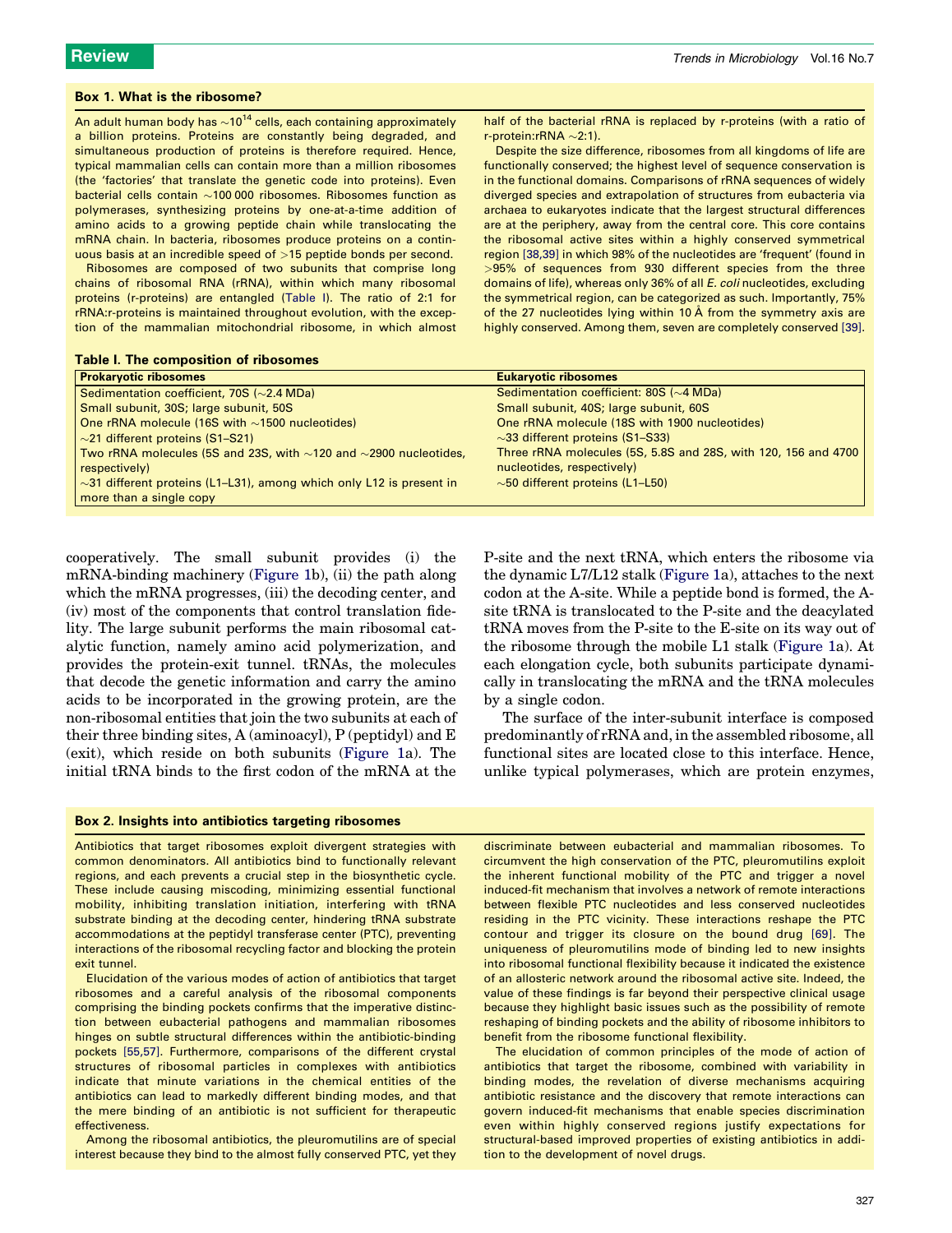### Box 1. What is the ribosome?

An adult human body has $\sim 10^{14}$ cells, each containing approximately a billion proteins. Proteins are constantly being degraded, and simultaneous production of proteins is therefore required. Hence, typical mammalian cells can contain more than a million ribosomes (the 'factories' that translate the genetic code into proteins). Even bacterial cells contain ~100 000 ribosomes. Ribosomes function as polymerases, synthesizing proteins by one-at-a-time addition of amino acids to a growing peptide chain while translocating the mRNA chain. In bacteria, ribosomes produce proteins on a continuous basis at an incredible speed of >15 peptide bonds per second.

Ribosomes are composed of two subunits that comprise long chains of ribosomal RNA (rRNA), within which many ribosomal proteins (r-proteins) are entangled (Table I). The ratio of 2:1 for rRNA:r-proteins is maintained throughout evolution, with the exception of the mammalian mitochondrial ribosome, in which almost half of the bacterial rRNA is replaced by r-proteins (with a ratio of r-protein:rRNA ~2:1).

Despite the size difference, ribosomes from all kingdoms of life are functionally conserved; the highest level of sequence conservation is in the functional domains. Comparisons of rRNA sequences of widely diverged species and extrapolation of structures from eubacteria via archaea to eukaryotes indicate that the largest structural differences are at the periphery, away from the central core. This core contains the ribosomal active sites within a highly conserved symmetrical region [38,39] in which 98% of the nucleotides are 'frequent' (found in >95% of sequences from 930 different species from the three domains of life), whereas only 36% of all *E. coli* nucleotides, excluding the symmetrical region, can be categorized as such. Importantly, 75% of the 27 nucleotides lying within 10 Å from the symmetry axis are highly conserved. Among them, seven are completely conserved [39].

**Table I. The composition of ribosomes**

| Prokaryotic ribosomes | Eukaryotic ribosomes |
|---|---|
| Sedimentation coefficient, 70S (~2.4 MDa) | Sedimentation coefficient: 80S (~4 MDa) |
| Small subunit, 30S; large subunit, 50S | Small subunit, 40S; large subunit, 60S |
| One rRNA molecule (16S with ~1500 nucleotides) | One rRNA molecule (18S with 1900 nucleotides) |
| ~21 different proteins (S1–S21) | ~33 different proteins (S1–S33) |
| Two rRNA molecules (5S and 23S, with ~120 and ~2900 nucleotides, respectively) | Three rRNA molecules (5S, 5.8S and 28S, with 120, 156 and 4700 nucleotides, respectively) |
| ~31 different proteins (L1–L31), among which only L12 is present in more than a single copy | ~50 different proteins (L1–L50) |

cooperatively. The small subunit provides (i) the mRNA-binding machinery (Figure 1b), (ii) the path along which the mRNA progresses, (iii) the decoding center, and (iv) most of the components that control translation fidelity. The large subunit performs the main ribosomal catalytic function, namely amino acid polymerization, and provides the protein-exit tunnel. tRNAs, the molecules that decode the genetic information and carry the amino acids to be incorporated in the growing protein, are the non-ribosomal entities that join the two subunits at each of their three binding sites, A (aminoacyl), P (peptidyl) and E (exit), which reside on both subunits (Figure 1a). The initial tRNA binds to the first codon of the mRNA at the P-site and the next tRNA, which enters the ribosome via the dynamic L7/L12 stalk (Figure 1a), attaches to the next codon at the A-site. While a peptide bond is formed, the A-site tRNA is translocated to the P-site and the deacylated tRNA moves from the P-site to the E-site on its way out of the ribosome through the mobile L1 stalk (Figure 1a). At each elongation cycle, both subunits participate dynamically in translocating the mRNA and the tRNA molecules by a single codon.

The surface of the inter-subunit interface is composed predominantly of rRNA and, in the assembled ribosome, all functional sites are located close to this interface. Hence, unlike typical polymerases, which are protein enzymes,

### Box 2. Insights into antibiotics targeting ribosomes

Antibiotics that target ribosomes exploit divergent strategies with common denominators. All antibiotics bind to functionally relevant regions, and each prevents a crucial step in the biosynthetic cycle. These include causing miscoding, minimizing essential functional mobility, inhibiting translation initiation, interfering with tRNA substrate binding at the decoding center, hindering tRNA substrate accommodations at the peptidyl transferase center (PTC), preventing interactions of the ribosomal recycling factor and blocking the protein exit tunnel.

Elucidation of the various modes of action of antibiotics that target ribosomes and a careful analysis of the ribosomal components comprising the binding pockets confirms that the imperative distinction between eubacterial pathogens and mammalian ribosomes hinges on subtle structural differences within the antibiotic-binding pockets [55,57]. Furthermore, comparisons of the different crystal structures of ribosomal particles in complexes with antibiotics indicate that minute variations in the chemical entities of the antibiotics can lead to markedly different binding modes, and that the mere binding of an antibiotic is not sufficient for therapeutic effectiveness.

Among the ribosomal antibiotics, the pleuromutilins are of special interest because they bind to the almost fully conserved PTC, yet they discriminate between eubacterial and mammalian ribosomes. To circumvent the high conservation of the PTC, pleuromutilins exploit the inherent functional mobility of the PTC and trigger a novel induced-fit mechanism that involves a network of remote interactions between flexible PTC nucleotides and less conserved nucleotides residing in the PTC vicinity. These interactions reshape the PTC contour and trigger its closure on the bound drug [69]. The uniqueness of pleuromutilins mode of binding led to new insights into ribosomal functional flexibility because it indicated the existence of an allosteric network around the ribosomal active site. Indeed, the value of these findings is far beyond their perspective clinical usage because they highlight basic issues such as the possibility of remote reshaping of binding pockets and the ability of ribosome inhibitors to benefit from the ribosome functional flexibility.

The elucidation of common principles of the mode of action of antibiotics that target the ribosome, combined with variability in binding modes, the revelation of diverse mechanisms acquiring antibiotic resistance and the discovery that remote interactions can govern induced-fit mechanisms that enable species discrimination even within highly conserved regions justify expectations for structural-based improved properties of existing antibiotics in addition to the development of novel drugs.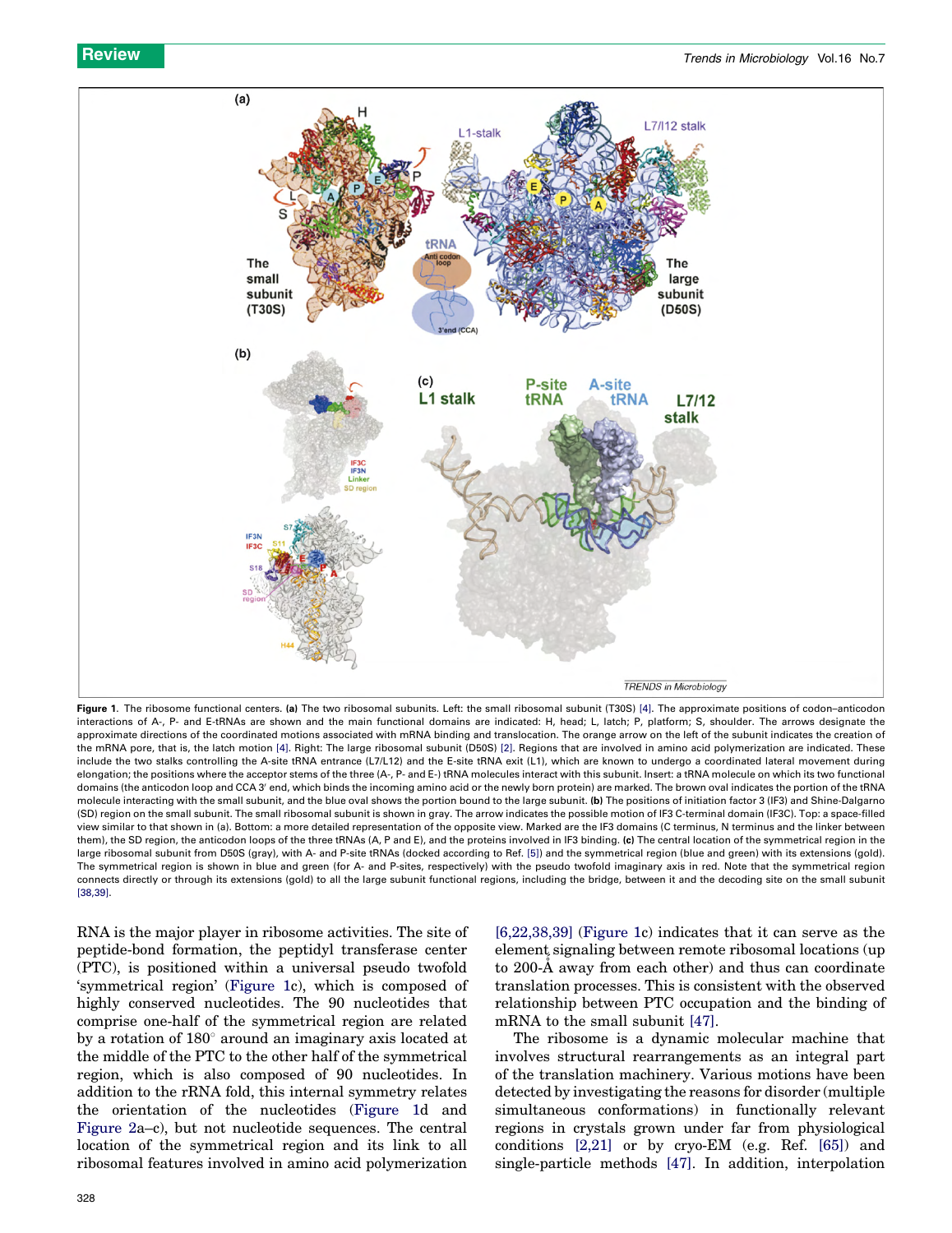**Figure 1.** The ribosome functional centers. **(a)** The two ribosomal subunits. Left: the small ribosomal subunit (T30S) [4]. The approximate positions of codon–anticodon interactions of A-, P- and E-tRNAs are shown and the main functional domains are indicated: H, head; L, latch; P, platform; S, shoulder. The arrows designate the approximate directions of the coordinated motions associated with mRNA binding and translocation. The orange arrow on the left of the subunit indicates the creation of the mRNA pore, that is, the latch motion [4]. Right: The large ribosomal subunit (D50S) [2]. Regions that are involved in amino acid polymerization are indicated. These include the two stalks controlling the A-site tRNA entrance (L7/L12) and the E-site tRNA exit (L1), which are known to undergo a coordinated lateral movement during elongation; the positions where the acceptor stems of the three (A-, P- and E-) tRNA molecules interact with this subunit. Insert: a tRNA molecule on which its two functional domains (the anticodon loop and CCA 3′ end, which binds the incoming amino acid or the newly born protein) are marked. The brown oval indicates the portion of the tRNA molecule interacting with the small subunit, and the blue oval shows the portion bound to the large subunit. **(b)** The positions of initiation factor 3 (IF3) and Shine-Dalgarno (SD) region on the small subunit. The small ribosomal subunit is shown in gray. The arrow indicates the possible motion of IF3 C-terminal domain (IF3C). Top: a space-filled view similar to that shown in (a). Bottom: a more detailed representation of the opposite view. Marked are the IF3 domains (C terminus, N terminus and the linker between them), the SD region, the anticodon loops of the three tRNAs (A, P and E), and the proteins involved in IF3 binding. **(c)** The central location of the symmetrical region in the large ribosomal subunit from D50S (gray), with A- and P-site tRNAs (docked according to Ref. [5]) and the symmetrical region (blue and green) with its extensions (gold). The symmetrical region is shown in blue and green (for A- and P-sites, respectively) with the pseudo twofold imaginary axis in red. Note that the symmetrical region connects directly or through its extensions (gold) to all the large subunit functional regions, including the bridge, between it and the decoding site on the small subunit [38,39].

RNA is the major player in ribosome activities. The site of peptide-bond formation, the peptidyl transferase center (PTC), is positioned within a universal pseudo twofold 'symmetrical region' (Figure 1c), which is composed of highly conserved nucleotides. The 90 nucleotides that comprise one-half of the symmetrical region are related by a rotation of 180° around an imaginary axis located at the middle of the PTC to the other half of the symmetrical region, which is also composed of 90 nucleotides. In addition to the rRNA fold, this internal symmetry relates the orientation of the nucleotides (Figure 1d and Figure 2a–c), but not nucleotide sequences. The central location of the symmetrical region and its link to all ribosomal features involved in amino acid polymerization [6,22,38,39] (Figure 1c) indicates that it can serve as the element signaling between remote ribosomal locations (up to 200-Å away from each other) and thus can coordinate translation processes. This is consistent with the observed relationship between PTC occupation and the binding of mRNA to the small subunit [47].

The ribosome is a dynamic molecular machine that involves structural rearrangements as an integral part of the translation machinery. Various motions have been detected by investigating the reasons for disorder (multiple simultaneous conformations) in functionally relevant regions in crystals grown under far from physiological conditions [2,21] or by cryo-EM (e.g. Ref. [65]) and single-particle methods [47]. In addition, interpolation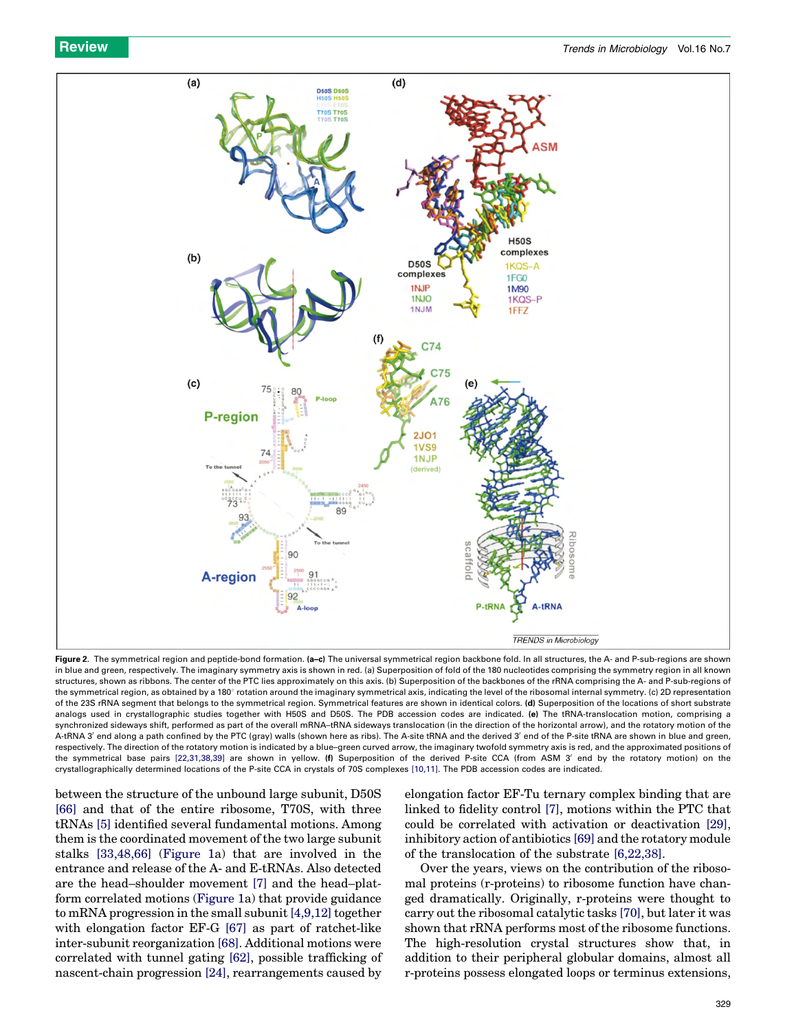**Figure 2.** The symmetrical region and peptide-bond formation. **(a–c)** The universal symmetrical region backbone fold. In all structures, the A- and P-sub-regions are shown in blue and green, respectively. The imaginary symmetry axis is shown in red. (a) Superposition of fold of the 180 nucleotides comprising the symmetry region in all known structures, shown as ribbons. The center of the PTC lies approximately on this axis. (b) Superposition of the backbones of the rRNA comprising the A- and P-sub-regions of the symmetrical region, as obtained by a 180° rotation around the imaginary symmetrical axis, indicating the level of the ribosomal internal symmetry. (c) 2D representation of the 23S rRNA segment that belongs to the symmetrical region. Symmetrical features are shown in identical colors. **(d)** Superposition of the locations of short substrate analogs used in crystallographic studies together with H50S and D50S. The PDB accession codes are indicated. **(e)** The tRNA-translocation motion, comprising a synchronized sideways shift, performed as part of the overall mRNA–tRNA sideways translocation (in the direction of the horizontal arrow), and the rotatory motion of the A-tRNA 3′ end along a path confined by the PTC (gray) walls (shown here as ribs). The A-site tRNA and the derived 3′ end of the P-site tRNA are shown in blue and green, respectively. The direction of the rotatory motion is indicated by a blue–green curved arrow, the imaginary twofold symmetry axis is red, and the approximated positions of the symmetrical base pairs [22,31,38,39] are shown in yellow. **(f)** Superposition of the derived P-site CCA (from ASM 3′ end by the rotatory motion) on the crystallographically determined locations of the P-site CCA in crystals of 70S complexes [10,11]. The PDB accession codes are indicated.

between the structure of the unbound large subunit, D50S [66] and that of the entire ribosome, T70S, with three tRNAs [5] identified several fundamental motions. Among them is the coordinated movement of the two large subunit stalks [33,48,66] (Figure 1a) that are involved in the entrance and release of the A- and E-tRNAs. Also detected are the head–shoulder movement [7] and the head–platform correlated motions (Figure 1a) that provide guidance to mRNA progression in the small subunit [4,9,12] together with elongation factor EF-G [67] as part of ratchet-like inter-subunit reorganization [68]. Additional motions were correlated with tunnel gating [62], possible trafficking of nascent-chain progression [24], rearrangements caused by elongation factor EF-Tu ternary complex binding that are linked to fidelity control [7], motions within the PTC that could be correlated with activation or deactivation [29], inhibitory action of antibiotics [69] and the rotatory module of the translocation of the substrate [6,22,38].

Over the years, views on the contribution of the ribosomal proteins (r-proteins) to ribosome function have changed dramatically. Originally, r-proteins were thought to carry out the ribosomal catalytic tasks [70], but later it was shown that rRNA performs most of the ribosome functions. The high-resolution crystal structures show that, in addition to their peripheral globular domains, almost all r-proteins possess elongated loops or terminus extensions,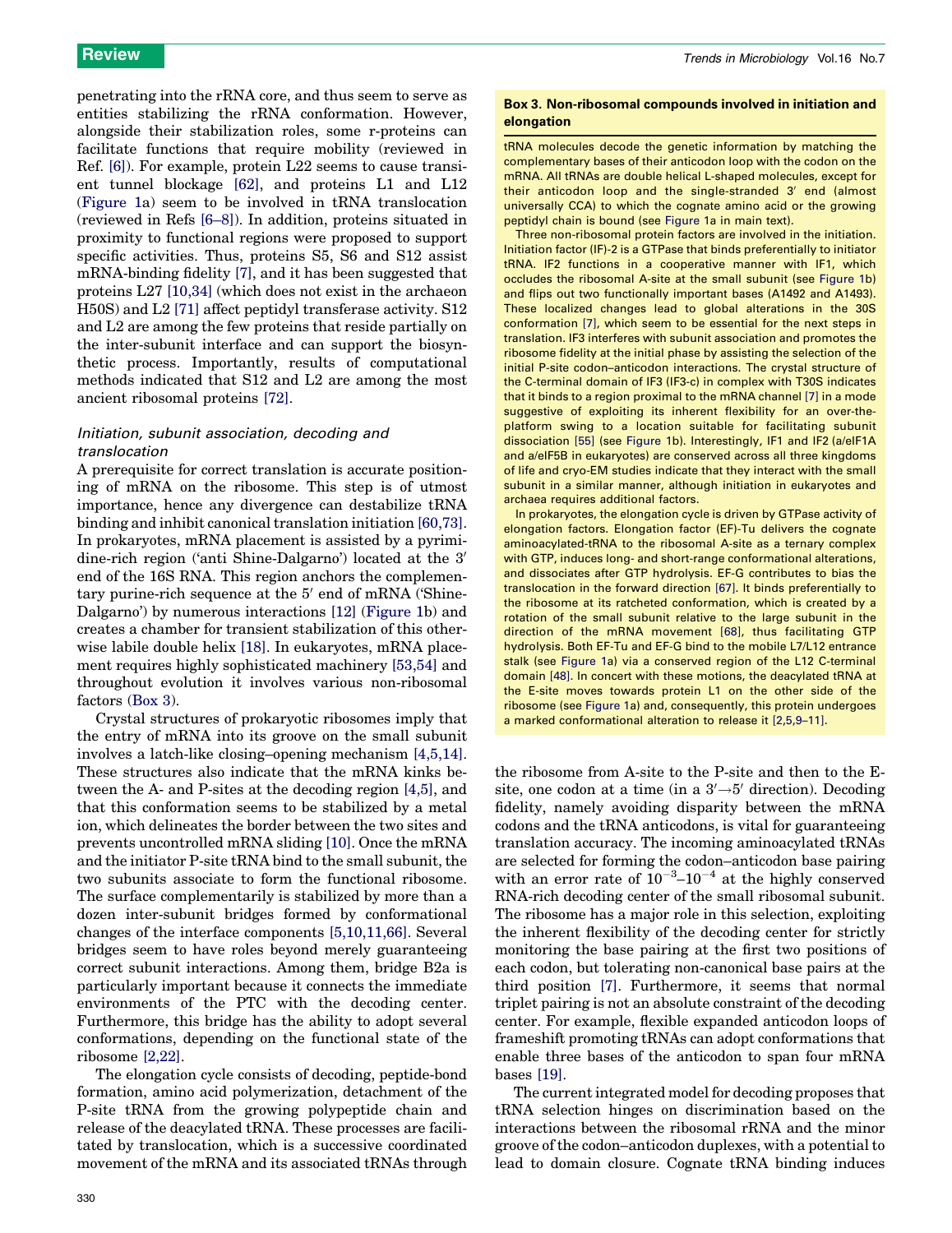penetrating into the rRNA core, and thus seem to serve as entities stabilizing the rRNA conformation. However, alongside their stabilization roles, some r-proteins can facilitate functions that require mobility (reviewed in Ref. [6]). For example, protein L22 seems to cause transient tunnel blockage [62], and proteins L1 and L12 (Figure 1a) seem to be involved in tRNA translocation (reviewed in Refs [6–8]). In addition, proteins situated in proximity to functional regions were proposed to support specific activities. Thus, proteins S5, S6 and S12 assist mRNA-binding fidelity [7], and it has been suggested that proteins L27 [10,34] (which does not exist in the archaeon H50S) and L2 [71] affect peptidyl transferase activity. S12 and L2 are among the few proteins that reside partially on the inter-subunit interface and can support the biosynthetic process. Importantly, results of computational methods indicated that S12 and L2 are among the most ancient ribosomal proteins [72].

### *Initiation, subunit association, decoding and translocation*

A prerequisite for correct translation is accurate positioning of mRNA on the ribosome. This step is of utmost importance, hence any divergence can destabilize tRNA binding and inhibit canonical translation initiation [60,73]. In prokaryotes, mRNA placement is assisted by a pyrimidine-rich region ('anti Shine-Dalgarno') located at the 3′ end of the 16S RNA. This region anchors the complementary purine-rich sequence at the 5′ end of mRNA ('Shine-Dalgarno') by numerous interactions [12] (Figure 1b) and creates a chamber for transient stabilization of this otherwise labile double helix [18]. In eukaryotes, mRNA placement requires highly sophisticated machinery [53,54] and throughout evolution it involves various non-ribosomal factors (Box 3).

Crystal structures of prokaryotic ribosomes imply that the entry of mRNA into its groove on the small subunit involves a latch-like closing–opening mechanism [4,5,14]. These structures also indicate that the mRNA kinks between the A- and P-sites at the decoding region [4,5], and that this conformation seems to be stabilized by a metal ion, which delineates the border between the two sites and prevents uncontrolled mRNA sliding [10]. Once the mRNA and the initiator P-site tRNA bind to the small subunit, the two subunits associate to form the functional ribosome. The surface complementarily is stabilized by more than a dozen inter-subunit bridges formed by conformational changes of the interface components [5,10,11,66]. Several bridges seem to have roles beyond merely guaranteeing correct subunit interactions. Among them, bridge B2a is particularly important because it connects the immediate environments of the PTC with the decoding center. Furthermore, this bridge has the ability to adopt several conformations, depending on the functional state of the ribosome [2,22].

The elongation cycle consists of decoding, peptide-bond formation, amino acid polymerization, detachment of the P-site tRNA from the growing polypeptide chain and release of the deacylated tRNA. These processes are facilitated by translocation, which is a successive coordinated movement of the mRNA and its associated tRNAs through the ribosome from A-site to the P-site and then to the E-site, one codon at a time (in a $3' \rightarrow 5'$ direction). Decoding fidelity, namely avoiding disparity between the mRNA codons and the tRNA anticodons, is vital for guaranteeing translation accuracy. The incoming aminoacylated tRNAs are selected for forming the codon–anticodon base pairing with an error rate of $10^{-3}$–$10^{-4}$ at the highly conserved RNA-rich decoding center of the small ribosomal subunit. The ribosome has a major role in this selection, exploiting the inherent flexibility of the decoding center for strictly monitoring the base pairing at the first two positions of each codon, but tolerating non-canonical base pairs at the third position [7]. Furthermore, it seems that normal triplet pairing is not an absolute constraint of the decoding center. For example, flexible expanded anticodon loops of frameshift promoting tRNAs can adopt conformations that enable three bases of the anticodon to span four mRNA bases [19].

The current integrated model for decoding proposes that tRNA selection hinges on discrimination based on the interactions between the ribosomal rRNA and the minor groove of the codon–anticodon duplexes, with a potential to lead to domain closure. Cognate tRNA binding induces

---

**Box 3. Non-ribosomal compounds involved in initiation and elongation**

tRNA molecules decode the genetic information by matching the complementary bases of their anticodon loop with the codon on the mRNA. All tRNAs are double helical L-shaped molecules, except for their anticodon loop and the single-stranded 3′ end (almost universally CCA) to which the cognate amino acid or the growing peptidyl chain is bound (see Figure 1a in main text).

Three non-ribosomal protein factors are involved in the initiation. Initiation factor (IF)-2 is a GTPase that binds preferentially to initiator tRNA. IF2 functions in a cooperative manner with IF1, which occludes the ribosomal A-site at the small subunit (see Figure 1b) and flips out two functionally important bases (A1492 and A1493). These localized changes lead to global alterations in the 30S conformation [7], which seem to be essential for the next steps in translation. IF3 interferes with subunit association and promotes the ribosome fidelity at the initial phase by assisting the selection of the initial P-site codon–anticodon interactions. The crystal structure of the C-terminal domain of IF3 (IF3-c) in complex with T30S indicates that it binds to a region proximal to the mRNA channel [7] in a mode suggestive of exploiting its inherent flexibility for an over-the-platform swing to a location suitable for facilitating subunit dissociation [55] (see Figure 1b). Interestingly, IF1 and IF2 (a/eIF1A and a/eIF5B in eukaryotes) are conserved across all three kingdoms of life and cryo-EM studies indicate that they interact with the small subunit in a similar manner, although initiation in eukaryotes and archaea requires additional factors.

In prokaryotes, the elongation cycle is driven by GTPase activity of elongation factors. Elongation factor (EF)-Tu delivers the cognate aminoacylated-tRNA to the ribosomal A-site as a ternary complex with GTP, induces long- and short-range conformational alterations, and dissociates after GTP hydrolysis. EF-G contributes to bias the translocation in the forward direction [67]. It binds preferentially to the ribosome at its ratcheted conformation, which is created by a rotation of the small subunit relative to the large subunit in the direction of the mRNA movement [68], thus facilitating GTP hydrolysis. Both EF-Tu and EF-G bind to the mobile L7/L12 entrance stalk (see Figure 1a) via a conserved region of the L12 C-terminal domain [48]. In concert with these motions, the deacylated tRNA at the E-site moves towards protein L1 on the other side of the ribosome (see Figure 1a) and, consequently, this protein undergoes a marked conformational alteration to release it [2,5,9–11].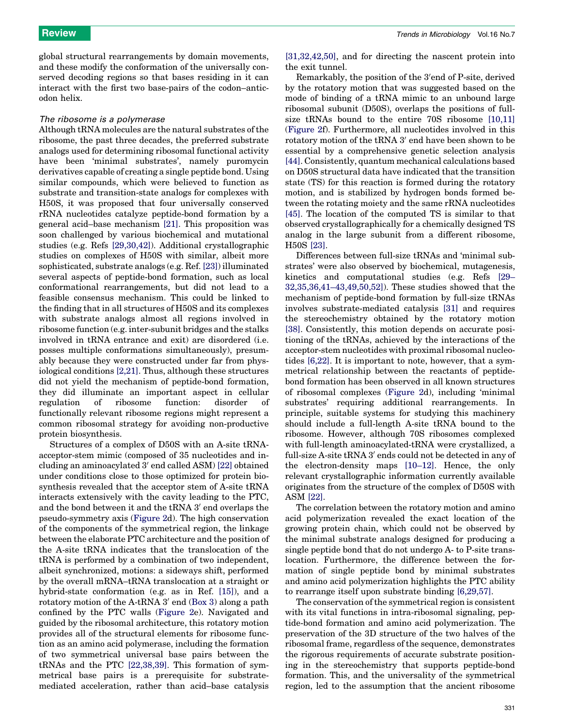global structural rearrangements by domain movements, and these modify the conformation of the universally conserved decoding regions so that bases residing in it can interact with the first two base-pairs of the codon–anticodon helix.

### *The ribosome is a polymerase*

Although tRNA molecules are the natural substrates of the ribosome, the past three decades, the preferred substrate analogs used for determining ribosomal functional activity have been 'minimal substrates', namely puromycin derivatives capable of creating a single peptide bond. Using similar compounds, which were believed to function as substrate and transition-state analogs for complexes with H50S, it was proposed that four universally conserved rRNA nucleotides catalyze peptide-bond formation by a general acid–base mechanism [21]. This proposition was soon challenged by various biochemical and mutational studies (e.g. Refs [29,30,42]). Additional crystallographic studies on complexes of H50S with similar, albeit more sophisticated, substrate analogs (e.g. Ref. [23]) illuminated several aspects of peptide-bond formation, such as local conformational rearrangements, but did not lead to a feasible consensus mechanism. This could be linked to the finding that in all structures of H50S and its complexes with substrate analogs almost all regions involved in ribosome function (e.g. inter-subunit bridges and the stalks involved in tRNA entrance and exit) are disordered (i.e. posses multiple conformations simultaneously), presumably because they were constructed under far from physiological conditions [2,21]. Thus, although these structures did not yield the mechanism of peptide-bond formation, they did illuminate an important aspect in cellular regulation of ribosome function: disorder of functionally relevant ribosome regions might represent a common ribosomal strategy for avoiding non-productive protein biosynthesis.

Structures of a complex of D50S with an A-site tRNA-acceptor-stem mimic (composed of 35 nucleotides and including an aminoacylated 3′ end called ASM) [22] obtained under conditions close to those optimized for protein biosynthesis revealed that the acceptor stem of A-site tRNA interacts extensively with the cavity leading to the PTC, and the bond between it and the tRNA 3′ end overlaps the pseudo-symmetry axis (Figure 2d). The high conservation of the components of the symmetrical region, the linkage between the elaborate PTC architecture and the position of the A-site tRNA indicates that the translocation of the tRNA is performed by a combination of two independent, albeit synchronized, motions: a sideways shift, performed by the overall mRNA–tRNA translocation at a straight or hybrid-state conformation (e.g. as in Ref. [15]), and a rotatory motion of the A-tRNA 3′ end (Box 3) along a path confined by the PTC walls (Figure 2e). Navigated and guided by the ribosomal architecture, this rotatory motion provides all of the structural elements for ribosome function as an amino acid polymerase, including the formation of two symmetrical universal base pairs between the tRNAs and the PTC [22,38,39]. This formation of symmetrical base pairs is a prerequisite for substrate-mediated acceleration, rather than acid–base catalysis [31,32,42,50], and for directing the nascent protein into the exit tunnel.

Remarkably, the position of the 3′end of P-site, derived by the rotatory motion that was suggested based on the mode of binding of a tRNA mimic to an unbound large ribosomal subunit (D50S), overlaps the positions of full-size tRNAs bound to the entire 70S ribosome [10,11] (Figure 2f). Furthermore, all nucleotides involved in this rotatory motion of the tRNA 3′ end have been shown to be essential by a comprehensive genetic selection analysis [44]. Consistently, quantum mechanical calculations based on D50S structural data have indicated that the transition state (TS) for this reaction is formed during the rotatory motion, and is stabilized by hydrogen bonds formed between the rotating moiety and the same rRNA nucleotides [45]. The location of the computed TS is similar to that observed crystallographically for a chemically designed TS analog in the large subunit from a different ribosome, H50S [23].

Differences between full-size tRNAs and 'minimal substrates' were also observed by biochemical, mutagenesis, kinetics and computational studies (e.g. Refs [29–32,35,36,41–43,49,50,52]). These studies showed that the mechanism of peptide-bond formation by full-size tRNAs involves substrate-mediated catalysis [31] and requires the stereochemistry obtained by the rotatory motion [38]. Consistently, this motion depends on accurate positioning of the tRNAs, achieved by the interactions of the acceptor-stem nucleotides with proximal ribosomal nucleotides [6,22]. It is important to note, however, that a symmetrical relationship between the reactants of peptide-bond formation has been observed in all known structures of ribosomal complexes (Figure 2d), including 'minimal substrates' requiring additional rearrangements. In principle, suitable systems for studying this machinery should include a full-length A-site tRNA bound to the ribosome. However, although 70S ribosomes complexed with full-length aminoacylated-tRNA were crystallized, a full-size A-site tRNA 3′ ends could not be detected in any of the electron-density maps [10–12]. Hence, the only relevant crystallographic information currently available originates from the structure of the complex of D50S with ASM [22].

The correlation between the rotatory motion and amino acid polymerization revealed the exact location of the growing protein chain, which could not be observed by the minimal substrate analogs designed for producing a single peptide bond that do not undergo A- to P-site translocation. Furthermore, the difference between the formation of single peptide bond by minimal substrates and amino acid polymerization highlights the PTC ability to rearrange itself upon substrate binding [6,29,57].

The conservation of the symmetrical region is consistent with its vital functions in intra-ribosomal signaling, peptide-bond formation and amino acid polymerization. The preservation of the 3D structure of the two halves of the ribosomal frame, regardless of the sequence, demonstrates the rigorous requirements of accurate substrate positioning in the stereochemistry that supports peptide-bond formation. This, and the universality of the symmetrical region, led to the assumption that the ancient ribosome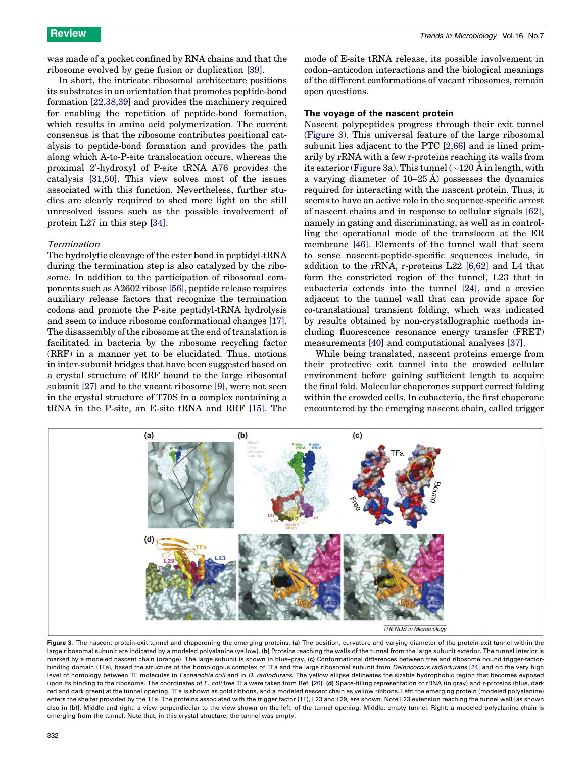was made of a pocket confined by RNA chains and that the ribosome evolved by gene fusion or duplication [39].

In short, the intricate ribosomal architecture positions its substrates in an orientation that promotes peptide-bond formation [22,38,39] and provides the machinery required for enabling the repetition of peptide-bond formation, which results in amino acid polymerization. The current consensus is that the ribosome contributes positional catalysis to peptide-bond formation and provides the path along which A-to-P-site translocation occurs, whereas the proximal 2′-hydroxyl of P-site tRNA A76 provides the catalysis [31,50]. This view solves most of the issues associated with this function. Nevertheless, further studies are clearly required to shed more light on the still unresolved issues such as the possible involvement of protein L27 in this step [34].

### *Termination*

The hydrolytic cleavage of the ester bond in peptidyl-tRNA during the termination step is also catalyzed by the ribosome. In addition to the participation of ribosomal components such as A2602 ribose [56], peptide release requires auxiliary release factors that recognize the termination codons and promote the P-site peptidyl-tRNA hydrolysis and seem to induce ribosome conformational changes [17]. The disassembly of the ribosome at the end of translation is facilitated in bacteria by the ribosome recycling factor (RRF) in a manner yet to be elucidated. Thus, motions in inter-subunit bridges that have been suggested based on a crystal structure of RRF bound to the large ribosomal subunit [27] and to the vacant ribosome [9], were not seen in the crystal structure of T70S in a complex containing a tRNA in the P-site, an E-site tRNA and RRF [15]. The mode of E-site tRNA release, its possible involvement in codon–anticodon interactions and the biological meanings of the different conformations of vacant ribosomes, remain open questions.

## The voyage of the nascent protein

Nascent polypeptides progress through their exit tunnel (Figure 3). This universal feature of the large ribosomal subunit lies adjacent to the PTC [2,66] and is lined primarily by rRNA with a few r-proteins reaching its walls from its exterior (Figure 3a). This tunnel (~120 Å in length, with a varying diameter of 10–25 Å) possesses the dynamics required for interacting with the nascent protein. Thus, it seems to have an active role in the sequence-specific arrest of nascent chains and in response to cellular signals [62], namely in gating and discriminating, as well as in controlling the operational mode of the translocon at the ER membrane [46]. Elements of the tunnel wall that seem to sense nascent-peptide-specific sequences include, in addition to the rRNA, r-proteins L22 [6,62] and L4 that form the constricted region of the tunnel, L23 that in eubacteria extends into the tunnel [24], and a crevice adjacent to the tunnel wall that can provide space for co-translational transient folding, which was indicated by results obtained by non-crystallographic methods including fluorescence resonance energy transfer (FRET) measurements [40] and computational analyses [37].

While being translated, nascent proteins emerge from their protective exit tunnel into the crowded cellular environment before gaining sufficient length to acquire the final fold. Molecular chaperones support correct folding within the crowded cells. In eubacteria, the first chaperone encountered by the emerging nascent chain, called trigger

**Figure 3**. The nascent protein-exit tunnel and chaperoning the emerging proteins. **(a)** The position, curvature and varying diameter of the protein-exit tunnel within the large ribosomal subunit are indicated by a modeled polyalanine (yellow). **(b)** Proteins reaching the walls of the tunnel from the large subunit exterior. The tunnel interior is marked by a modeled nascent chain (orange). The large subunit is shown in blue–gray. **(c)** Conformational differences between free and ribosome bound trigger-factor-binding domain (TFa), based the structure of the homologous complex of TFa and the large ribosomal subunit from *Deinococcus radiodurans* [24] and on the very high level of homology between TF molecules in *Escherichia coli* and in *D. radiodurans*. The yellow ellipse delineates the sizable hydrophobic region that becomes exposed upon its binding to the ribosome. The coordinates of *E. coli* free TFa were taken from Ref. [26]. **(d)** Space-filling representation of rRNA (in gray) and r-proteins (blue, dark red and dark green) at the tunnel opening. TFa is shown as gold ribbons, and a modeled nascent chain as yellow ribbons. Left: the emerging protein (modeled polyalanine) enters the shelter provided by the TFa. The proteins associated with the trigger factor (TF), L23 and L29, are shown. Note L23 extension reaching the tunnel wall [as shown also in (b)]. Middle and right: a view perpendicular to the view shown on the left, of the tunnel opening. Middle: empty tunnel. Right: a modeled polyalanine chain is emerging from the tunnel. Note that, in this crystal structure, the tunnel was empty.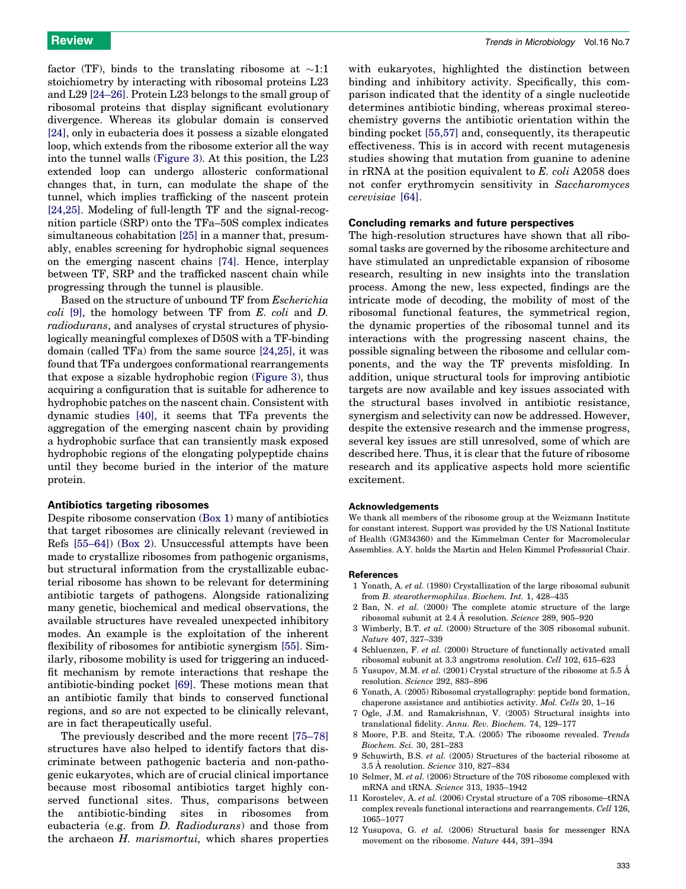factor (TF), binds to the translating ribosome at ~1:1 stoichiometry by interacting with ribosomal proteins L23 and L29 [24–26]. Protein L23 belongs to the small group of ribosomal proteins that display significant evolutionary divergence. Whereas its globular domain is conserved [24], only in eubacteria does it possess a sizable elongated loop, which extends from the ribosome exterior all the way into the tunnel walls (Figure 3). At this position, the L23 extended loop can undergo allosteric conformational changes that, in turn, can modulate the shape of the tunnel, which implies trafficking of the nascent protein [24,25]. Modeling of full-length TF and the signal-recognition particle (SRP) onto the TFa–50S complex indicates simultaneous cohabitation [25] in a manner that, presumably, enables screening for hydrophobic signal sequences on the emerging nascent chains [74]. Hence, interplay between TF, SRP and the trafficked nascent chain while progressing through the tunnel is plausible.

Based on the structure of unbound TF from *Escherichia coli* [9], the homology between TF from *E. coli* and *D. radiodurans*, and analyses of crystal structures of physiologically meaningful complexes of D50S with a TF-binding domain (called TFa) from the same source [24,25], it was found that TFa undergoes conformational rearrangements that expose a sizable hydrophobic region (Figure 3), thus acquiring a configuration that is suitable for adherence to hydrophobic patches on the nascent chain. Consistent with dynamic studies [40], it seems that TFa prevents the aggregation of the emerging nascent chain by providing a hydrophobic surface that can transiently mask exposed hydrophobic regions of the elongating polypeptide chains until they become buried in the interior of the mature protein.

### Antibiotics targeting ribosomes

Despite ribosome conservation (Box 1) many of antibiotics that target ribosomes are clinically relevant (reviewed in Refs [55–64]) (Box 2). Unsuccessful attempts have been made to crystallize ribosomes from pathogenic organisms, but structural information from the crystallizable eubacterial ribosome has shown to be relevant for determining antibiotic targets of pathogens. Alongside rationalizing many genetic, biochemical and medical observations, the available structures have revealed unexpected inhibitory modes. An example is the exploitation of the inherent flexibility of ribosomes for antibiotic synergism [55]. Similarly, ribosome mobility is used for triggering an induced-fit mechanism by remote interactions that reshape the antibiotic-binding pocket [69]. These motions mean that an antibiotic family that binds to conserved functional regions, and so are not expected to be clinically relevant, are in fact therapeutically useful.

The previously described and the more recent [75–78] structures have also helped to identify factors that discriminate between pathogenic bacteria and non-pathogenic eukaryotes, which are of crucial clinical importance because most ribosomal antibiotics target highly conserved functional sites. Thus, comparisons between the antibiotic-binding sites in ribosomes from eubacteria (e.g. from *D. Radiodurans*) and those from the archaeon *H. marismortui,* which shares properties with eukaryotes, highlighted the distinction between binding and inhibitory activity. Specifically, this comparison indicated that the identity of a single nucleotide determines antibiotic binding, whereas proximal stereochemistry governs the antibiotic orientation within the binding pocket [55,57] and, consequently, its therapeutic effectiveness. This is in accord with recent mutagenesis studies showing that mutation from guanine to adenine in rRNA at the position equivalent to *E. coli* A2058 does not confer erythromycin sensitivity in *Saccharomyces cerevisiae* [64].

### Concluding remarks and future perspectives

The high-resolution structures have shown that all ribosomal tasks are governed by the ribosome architecture and have stimulated an unpredictable expansion of ribosome research, resulting in new insights into the translation process. Among the new, less expected, findings are the intricate mode of decoding, the mobility of most of the ribosomal functional features, the symmetrical region, the dynamic properties of the ribosomal tunnel and its interactions with the progressing nascent chains, the possible signaling between the ribosome and cellular components, and the way the TF prevents misfolding. In addition, unique structural tools for improving antibiotic targets are now available and key issues associated with the structural bases involved in antibiotic resistance, synergism and selectivity can now be addressed. However, despite the extensive research and the immense progress, several key issues are still unresolved, some of which are described here. Thus, it is clear that the future of ribosome research and its applicative aspects hold more scientific excitement.

### Acknowledgements

We thank all members of the ribosome group at the Weizmann Institute for constant interest. Support was provided by the US National Institute of Health (GM34360) and the Kimmelman Center for Macromolecular Assemblies. A.Y. holds the Martin and Helen Kimmel Professorial Chair.

### References

1 Yonath, A. *et al.* (1980) Crystallization of the large ribosomal subunit from *B. stearothermophilus*. *Biochem. Int.* 1, 428–435

2 Ban, N. *et al.* (2000) The complete atomic structure of the large ribosomal subunit at 2.4 Å resolution. *Science* 289, 905–920

3 Wimberly, B.T. *et al.* (2000) Structure of the 30S ribosomal subunit. *Nature* 407, 327–339

4 Schluenzen, F. *et al.* (2000) Structure of functionally activated small ribosomal subunit at 3.3 angstroms resolution. *Cell* 102, 615–623

5 Yusupov, M.M. *et al.* (2001) Crystal structure of the ribosome at 5.5 Å resolution. *Science* 292, 883–896

6 Yonath, A. (2005) Ribosomal crystallography: peptide bond formation, chaperone assistance and antibiotics activity. *Mol. Cells* 20, 1–16

7 Ogle, J.M. and Ramakrishnan, V. (2005) Structural insights into translational fidelity. *Annu. Rev. Biochem.* 74, 129–177

8 Moore, P.B. and Steitz, T.A. (2005) The ribosome revealed. *Trends Biochem. Sci.* 30, 281–283

9 Schuwirth, B.S. *et al.* (2005) Structures of the bacterial ribosome at 3.5 Å resolution. *Science* 310, 827–834

10 Selmer, M. *et al.* (2006) Structure of the 70S ribosome complexed with mRNA and tRNA. *Science* 313, 1935–1942

11 Korostelev, A. *et al.* (2006) Crystal structure of a 70S ribosome–tRNA complex reveals functional interactions and rearrangements. *Cell* 126, 1065–1077

12 Yusupova, G. *et al.* (2006) Structural basis for messenger RNA movement on the ribosome. *Nature* 444, 391–394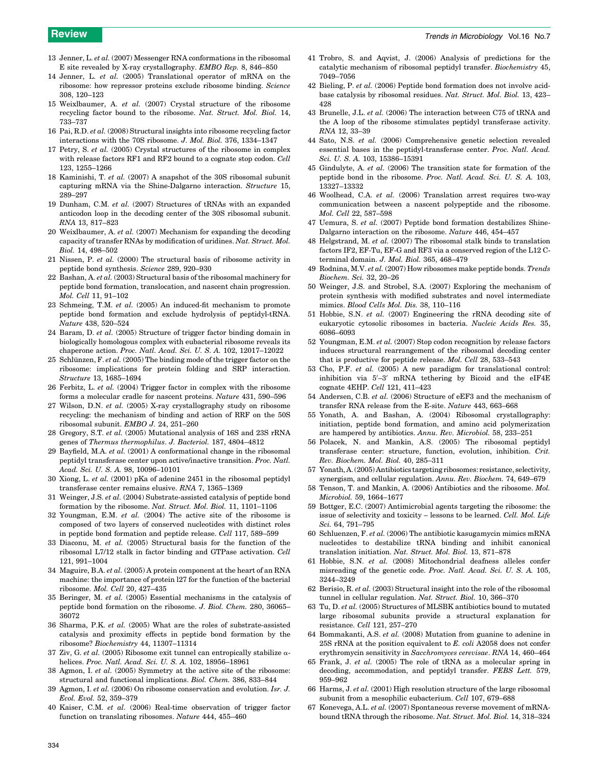13 Jenner, L. *et al.* (2007) Messenger RNA conformations in the ribosomal E site revealed by X-ray crystallography. *EMBO Rep.* 8, 846–850

14 Jenner, L. *et al.* (2005) Translational operator of mRNA on the ribosome: how repressor proteins exclude ribosome binding. *Science* 308, 120–123

15 Weixlbaumer, A. *et al.* (2007) Crystal structure of the ribosome recycling factor bound to the ribosome. *Nat. Struct. Mol. Biol.* 14, 733–737

16 Pai, R.D. *et al.* (2008) Structural insights into ribosome recycling factor interactions with the 70S ribosome. *J. Mol. Biol.* 376, 1334–1347

17 Petry, S. *et al.* (2005) Crystal structures of the ribosome in complex with release factors RF1 and RF2 bound to a cognate stop codon. *Cell* 123, 1255–1266

18 Kaminishi, T. *et al.* (2007) A snapshot of the 30S ribosomal subunit capturing mRNA via the Shine-Dalgarno interaction. *Structure* 15, 289–297

19 Dunham, C.M. *et al.* (2007) Structures of tRNAs with an expanded anticodon loop in the decoding center of the 30S ribosomal subunit. *RNA* 13, 817–823

20 Weixlbaumer, A. *et al.* (2007) Mechanism for expanding the decoding capacity of transfer RNAs by modification of uridines. *Nat. Struct. Mol. Biol.* 14, 498–502

21 Nissen, P. *et al.* (2000) The structural basis of ribosome activity in peptide bond synthesis. *Science* 289, 920–930

22 Bashan, A. *et al.* (2003) Structural basis of the ribosomal machinery for peptide bond formation, translocation, and nascent chain progression. *Mol. Cell* 11, 91–102

23 Schmeing, T.M. *et al.* (2005) An induced-fit mechanism to promote peptide bond formation and exclude hydrolysis of peptidyl-tRNA. *Nature* 438, 520–524

24 Baram, D. *et al.* (2005) Structure of trigger factor binding domain in biologically homologous complex with eubacterial ribosome reveals its chaperone action. *Proc. Natl. Acad. Sci. U. S. A.* 102, 12017–12022

25 Schlünzen, F. *et al.* (2005) The binding mode of the trigger factor on the ribosome: implications for protein folding and SRP interaction. *Structure* 13, 1685–1694

26 Ferbitz, L. *et al.* (2004) Trigger factor in complex with the ribosome forms a molecular cradle for nascent proteins. *Nature* 431, 590–596

27 Wilson, D.N. *et al.* (2005) X-ray crystallography study on ribosome recycling: the mechanism of binding and action of RRF on the 50S ribosomal subunit. *EMBO J.* 24, 251–260

28 Gregory, S.T. *et al.* (2005) Mutational analysis of 16S and 23S rRNA genes of *Thermus thermophilus*. *J. Bacteriol.* 187, 4804–4812

29 Bayfield, M.A. *et al.* (2001) A conformational change in the ribosomal peptidyl transferase center upon active/inactive transition. *Proc. Natl. Acad. Sci. U. S. A.* 98, 10096–10101

30 Xiong, L. *et al.* (2001) pKa of adenine 2451 in the ribosomal peptidyl transferase center remains elusive. *RNA* 7, 1365–1369

31 Weinger, J.S. *et al.* (2004) Substrate-assisted catalysis of peptide bond formation by the ribosome. *Nat. Struct. Mol. Biol.* 11, 1101–1106

32 Youngman, E.M. *et al.* (2004) The active site of the ribosome is composed of two layers of conserved nucleotides with distinct roles in peptide bond formation and peptide release. *Cell* 117, 589–599

33 Diaconu, M. *et al.* (2005) Structural basis for the function of the ribosomal L7/12 stalk in factor binding and GTPase activation. *Cell* 121, 991–1004

34 Maguire, B.A. *et al.* (2005) A protein component at the heart of an RNA machine: the importance of protein l27 for the function of the bacterial ribosome. *Mol. Cell* 20, 427–435

35 Beringer, M. *et al.* (2005) Essential mechanisms in the catalysis of peptide bond formation on the ribosome. *J. Biol. Chem.* 280, 36065–36072

36 Sharma, P.K. *et al.* (2005) What are the roles of substrate-assisted catalysis and proximity effects in peptide bond formation by the ribosome? *Biochemistry* 44, 11307–11314

37 Ziv, G. *et al.* (2005) Ribosome exit tunnel can entropically stabilize α-helices. *Proc. Natl. Acad. Sci. U. S. A.* 102, 18956–18961

38 Agmon, I. *et al.* (2005) Symmetry at the active site of the ribosome: structural and functional implications. *Biol. Chem.* 386, 833–844

39 Agmon, I. *et al.* (2006) On ribosome conservation and evolution. *Isr. J. Ecol. Evol.* 52, 359–379

40 Kaiser, C.M. *et al.* (2006) Real-time observation of trigger factor function on translating ribosomes. *Nature* 444, 455–460

41 Trobro, S. and Aqvist, J. (2006) Analysis of predictions for the catalytic mechanism of ribosomal peptidyl transfer. *Biochemistry* 45, 7049–7056

42 Bieling, P. *et al.* (2006) Peptide bond formation does not involve acid-base catalysis by ribosomal residues. *Nat. Struct. Mol. Biol.* 13, 423–428

43 Brunelle, J.L. *et al.* (2006) The interaction between C75 of tRNA and the A loop of the ribosome stimulates peptidyl transferase activity. *RNA* 12, 33–39

44 Sato, N.S. *et al.* (2006) Comprehensive genetic selection revealed essential bases in the peptidyl-transferase center. *Proc. Natl. Acad. Sci. U. S. A.* 103, 15386–15391

45 Gindulyte, A. *et al.* (2006) The transition state for formation of the peptide bond in the ribosome. *Proc. Natl. Acad. Sci. U. S. A.* 103, 13327–13332

46 Woolhead, C.A. *et al.* (2006) Translation arrest requires two-way communication between a nascent polypeptide and the ribosome. *Mol. Cell* 22, 587–598

47 Uemura, S. *et al.* (2007) Peptide bond formation destabilizes Shine-Dalgarno interaction on the ribosome. *Nature* 446, 454–457

48 Helgstrand, M. *et al.* (2007) The ribosomal stalk binds to translation factors IF2, EF-Tu, EF-G and RF3 via a conserved region of the L12 C-terminal domain. *J. Mol. Biol.* 365, 468–479

49 Rodnina, M.V. *et al.* (2007) How ribosomes make peptide bonds. *Trends Biochem. Sci.* 32, 20–26

50 Weinger, J.S. and Strobel, S.A. (2007) Exploring the mechanism of protein synthesis with modified substrates and novel intermediate mimics. *Blood Cells Mol. Dis.* 38, 110–116

51 Hobbie, S.N. *et al.* (2007) Engineering the rRNA decoding site of eukaryotic cytosolic ribosomes in bacteria. *Nucleic Acids Res.* 35, 6086–6093

52 Youngman, E.M. *et al.* (2007) Stop codon recognition by release factors induces structural rearrangement of the ribosomal decoding center that is productive for peptide release. *Mol. Cell* 28, 533–543

53 Cho, P.F. *et al.* (2005) A new paradigm for translational control: inhibition via 5′–3′ mRNA tethering by Bicoid and the eIF4E cognate 4EHP. *Cell* 121, 411–423

54 Andersen, C.B. *et al.* (2006) Structure of eEF3 and the mechanism of transfer RNA release from the E-site. *Nature* 443, 663–668

55 Yonath, A. and Bashan, A. (2004) Ribosomal crystallography: initiation, peptide bond formation, and amino acid polymerization are hampered by antibiotics. *Annu. Rev. Microbiol.* 58, 233–251

56 Polacek, N. and Mankin, A.S. (2005) The ribosomal peptidyl transferase center: structure, function, evolution, inhibition. *Crit. Rev. Biochem. Mol. Biol.* 40, 285–311

57 Yonath, A. (2005) Antibiotics targeting ribosomes: resistance, selectivity, synergism, and cellular regulation. *Annu. Rev. Biochem.* 74, 649–679

58 Tenson, T. and Mankin, A. (2006) Antibiotics and the ribosome. *Mol. Microbiol.* 59, 1664–1677

59 Bottger, E.C. (2007) Antimicrobial agents targeting the ribosome: the issue of selectivity and toxicity – lessons to be learned. *Cell. Mol. Life Sci.* 64, 791–795

60 Schluenzen, F. *et al.* (2006) The antibiotic kasugamycin mimics mRNA nucleotides to destabilize tRNA binding and inhibit canonical translation initiation. *Nat. Struct. Mol. Biol.* 13, 871–878

61 Hobbie, S.N. *et al.* (2008) Mitochondrial deafness alleles confer misreading of the genetic code. *Proc. Natl. Acad. Sci. U. S. A.* 105, 3244–3249

62 Berisio, R. *et al.* (2003) Structural insight into the role of the ribosomal tunnel in cellular regulation. *Nat. Struct. Biol.* 10, 366–370

63 Tu, D. *et al.* (2005) Structures of MLSBK antibiotics bound to mutated large ribosomal subunits provide a structural explanation for resistance. *Cell* 121, 257–270

64 Bommakanti, A.S. *et al.* (2008) Mutation from guanine to adenine in 25S rRNA at the position equivalent to *E. coli* A2058 does not confer erythromycin sensitivity in *Saccharomyces cerevisae*. *RNA* 14, 460–464

65 Frank, J. *et al.* (2005) The role of tRNA as a molecular spring in decoding, accommodation, and peptidyl transfer. *FEBS Lett.* 579, 959–962

66 Harms, J. *et al.* (2001) High resolution structure of the large ribosomal subunit from a mesophilic eubacterium. *Cell* 107, 679–688

67 Konevega, A.L. *et al.* (2007) Spontaneous reverse movement of mRNA-bound tRNA through the ribosome. *Nat. Struct. Mol. Biol.* 14, 318–324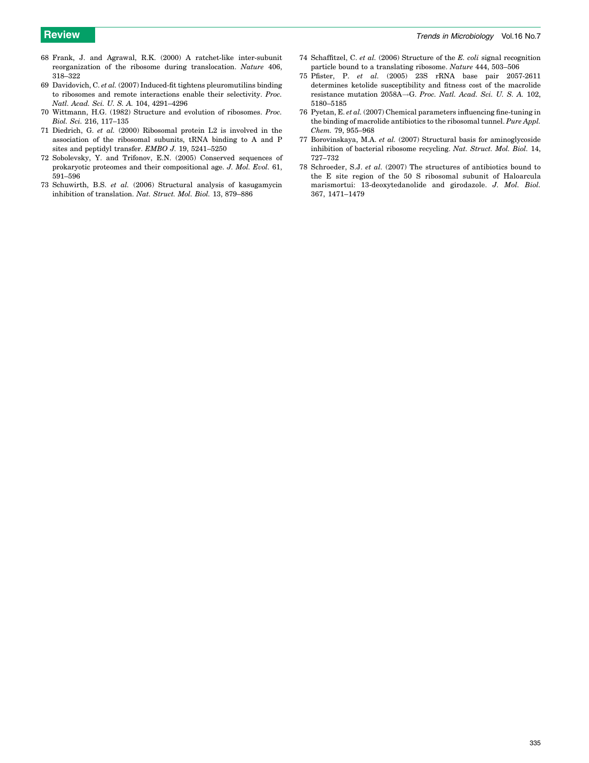68 Frank, J. and Agrawal, R.K. (2000) A ratchet-like inter-subunit reorganization of the ribosome during translocation. *Nature* 406, 318–322

69 Davidovich, C. *et al.* (2007) Induced-fit tightens pleuromutilins binding to ribosomes and remote interactions enable their selectivity. *Proc. Natl. Acad. Sci. U. S. A.* 104, 4291–4296

70 Wittmann, H.G. (1982) Structure and evolution of ribosomes. *Proc. Biol. Sci.* 216, 117–135

71 Diedrich, G. *et al.* (2000) Ribosomal protein L2 is involved in the association of the ribosomal subunits, tRNA binding to A and P sites and peptidyl transfer. *EMBO J.* 19, 5241–5250

72 Sobolevsky, Y. and Trifonov, E.N. (2005) Conserved sequences of prokaryotic proteomes and their compositional age. *J. Mol. Evol.* 61, 591–596

73 Schuwirth, B.S. *et al.* (2006) Structural analysis of kasugamycin inhibition of translation. *Nat. Struct. Mol. Biol.* 13, 879–886

74 Schaffitzel, C. *et al.* (2006) Structure of the *E. coli* signal recognition particle bound to a translating ribosome. *Nature* 444, 503–506

75 Pfister, P. *et al.* (2005) 23S rRNA base pair 2057-2611 determines ketolide susceptibility and fitness cost of the macrolide resistance mutation 2058A→G. *Proc. Natl. Acad. Sci. U. S. A.* 102, 5180–5185

76 Pyetan, E. *et al.* (2007) Chemical parameters influencing fine-tuning in the binding of macrolide antibiotics to the ribosomal tunnel. *Pure Appl. Chem.* 79, 955–968

77 Borovinskaya, M.A. *et al.* (2007) Structural basis for aminoglycoside inhibition of bacterial ribosome recycling. *Nat. Struct. Mol. Biol.* 14, 727–732

78 Schroeder, S.J. *et al.* (2007) The structures of antibiotics bound to the E site region of the 50 S ribosomal subunit of Haloarcula marismortui: 13-deoxytedanolide and girodazole. *J. Mol. Biol.* 367, 1471–1479